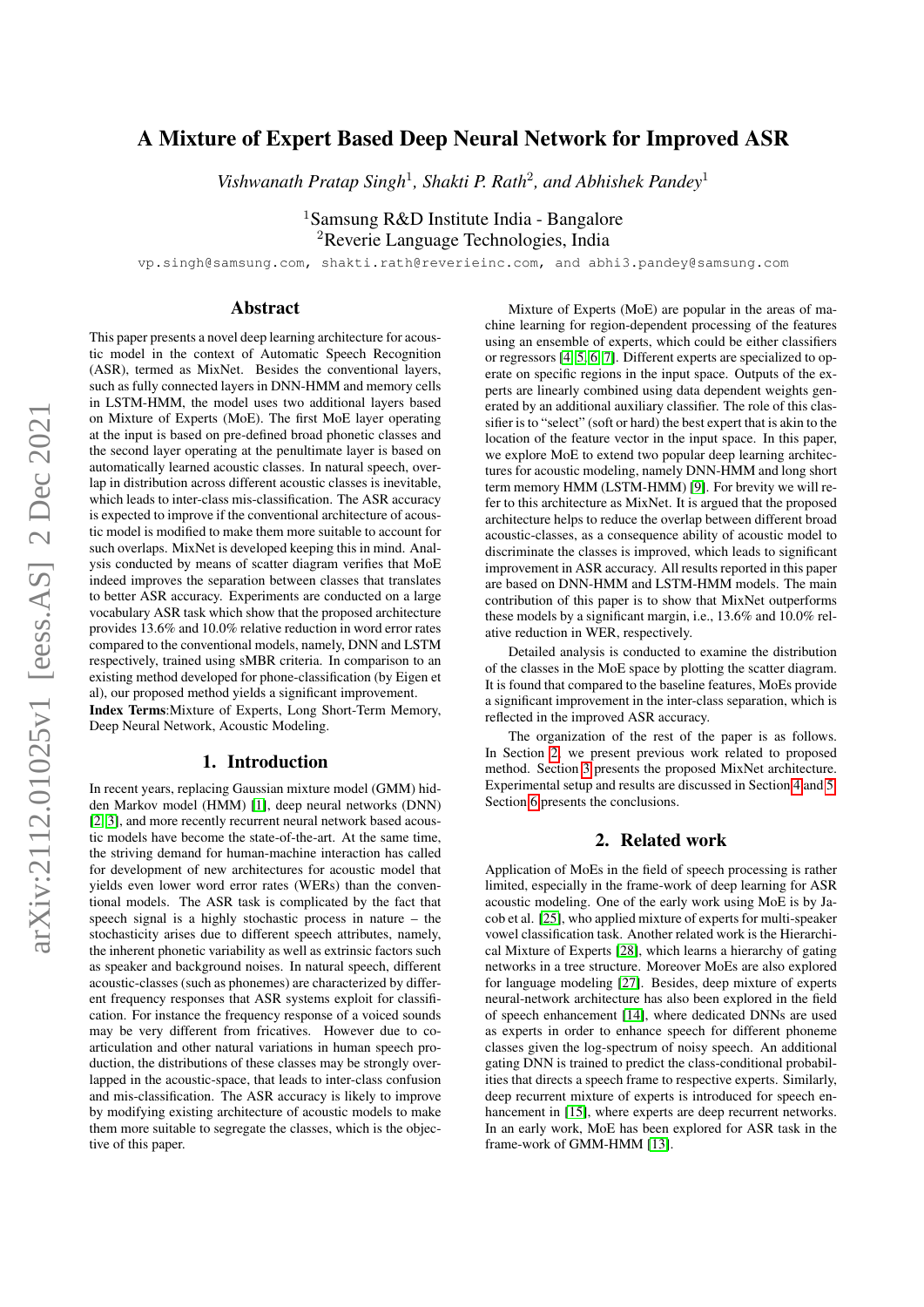# A Mixture of Expert Based Deep Neural Network for Improved ASR

*Vishwanath Pratap Singh*[1], *Shakti P. Rath*[2], *and Abhishek Pandey*[1]

[1]Samsung R&D Institute India - Bangalore
[2]Reverie Language Technologies, India

vp.singh@samsung.com, shakti.rath@reverieinc.com, and abhi3.pandey@samsung.com

## Abstract

This paper presents a novel deep learning architecture for acoustic model in the context of Automatic Speech Recognition (ASR), termed as MixNet. Besides the conventional layers, such as fully connected layers in DNN-HMM and memory cells in LSTM-HMM, the model uses two additional layers based on Mixture of Experts (MoE). The first MoE layer operating at the input is based on pre-defined broad phonetic classes and the second layer operating at the penultimate layer is based on automatically learned acoustic classes. In natural speech, overlap in distribution across different acoustic classes is inevitable, which leads to inter-class mis-classification. The ASR accuracy is expected to improve if the conventional architecture of acoustic model is modified to make them more suitable to account for such overlaps. MixNet is developed keeping this in mind. Analysis conducted by means of scatter diagram verifies that MoE indeed improves the separation between classes that translates to better ASR accuracy. Experiments are conducted on a large vocabulary ASR task which show that the proposed architecture provides 13.6% and 10.0% relative reduction in word error rates compared to the conventional models, namely, DNN and LSTM respectively, trained using sMBR criteria. In comparison to an existing method developed for phone-classification (by Eigen et al), our proposed method yields a significant improvement.

**Index Terms**:Mixture of Experts, Long Short-Term Memory, Deep Neural Network, Acoustic Modeling.

## 1. Introduction

In recent years, replacing Gaussian mixture model (GMM) hidden Markov model (HMM) [1], deep neural networks (DNN) [2][3], and more recently recurrent neural network based acoustic models have become the state-of-the-art. At the same time, the striving demand for human-machine interaction has called for development of new architectures for acoustic model that yields even lower word error rates (WERs) than the conventional models. The ASR task is complicated by the fact that speech signal is a highly stochastic process in nature – the stochasticity arises due to different speech attributes, namely, the inherent phonetic variability as well as extrinsic factors such as speaker and background noises. In natural speech, different acoustic-classes (such as phonemes) are characterized by different frequency responses that ASR systems exploit for classification. For instance the frequency response of a voiced sounds may be very different from fricatives. However due to co-articulation and other natural variations in human speech production, the distributions of these classes may be strongly overlapped in the acoustic-space, that leads to inter-class confusion and mis-classification. The ASR accuracy is likely to improve by modifying existing architecture of acoustic models to make them more suitable to segregate the classes, which is the objective of this paper.

Mixture of Experts (MoE) are popular in the areas of machine learning for region-dependent processing of the features using an ensemble of experts, which could be either classifiers or regressors [4][5][6][7]. Different experts are specialized to operate on specific regions in the input space. Outputs of the experts are linearly combined using data dependent weights generated by an additional auxiliary classifier. The role of this classifier is to "select" (soft or hard) the best expert that is akin to the location of the feature vector in the input space. In this paper, we explore MoE to extend two popular deep learning architectures for acoustic modeling, namely DNN-HMM and long short term memory HMM (LSTM-HMM) [9]. For brevity we will refer to this architecture as MixNet. It is argued that the proposed architecture helps to reduce the overlap between different broad acoustic-classes, as a consequence ability of acoustic model to discriminate the classes is improved, which leads to significant improvement in ASR accuracy. All results reported in this paper are based on DNN-HMM and LSTM-HMM models. The main contribution of this paper is to show that MixNet outperforms these models by a significant margin, i.e., 13.6% and 10.0% relative reduction in WER, respectively.

Detailed analysis is conducted to examine the distribution of the classes in the MoE space by plotting the scatter diagram. It is found that compared to the baseline features, MoEs provide a significant improvement in the inter-class separation, which is reflected in the improved ASR accuracy.

The organization of the rest of the paper is as follows. In Section 2, we present previous work related to proposed method. Section 3 presents the proposed MixNet architecture. Experimental setup and results are discussed in Section 4 and 5. Section 6 presents the conclusions.

## 2. Related work

Application of MoEs in the field of speech processing is rather limited, especially in the frame-work of deep learning for ASR acoustic modeling. One of the early work using MoE is by Jacob et al. [25], who applied mixture of experts for multi-speaker vowel classification task. Another related work is the Hierarchical Mixture of Experts [28], which learns a hierarchy of gating networks in a tree structure. Moreover MoEs are also explored for language modeling [27]. Besides, deep mixture of experts neural-network architecture has also been explored in the field of speech enhancement [14], where dedicated DNNs are used as experts in order to enhance speech for different phoneme classes given the log-spectrum of noisy speech. An additional gating DNN is trained to predict the class-conditional probabilities that directs a speech frame to respective experts. Similarly, deep recurrent mixture of experts is introduced for speech enhancement in [15], where experts are deep recurrent networks. In an early work, MoE has been explored for ASR task in the frame-work of GMM-HMM [13].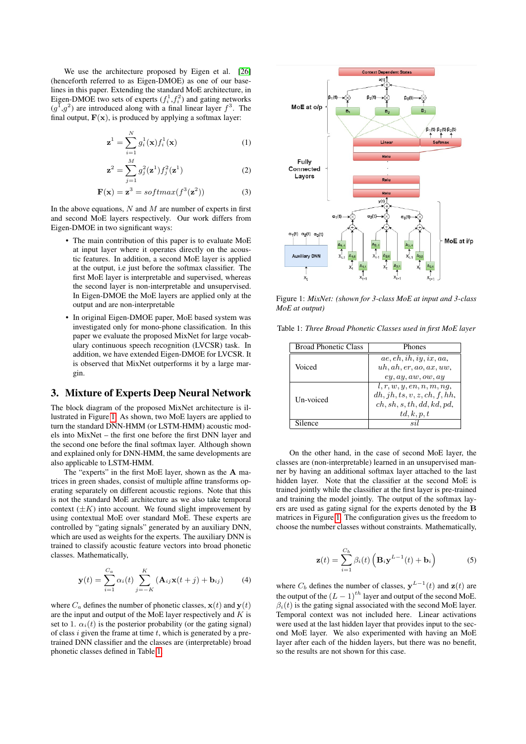We use the architecture proposed by Eigen et al. [26] (henceforth referred to as Eigen-DMOE) as one of our baselines in this paper. Extending the standard MoE architecture, in Eigen-DMOE two sets of experts ($f_i^1$,$f_i^2$) and gating networks ($g^1$,$g^2$) are introduced along with a final linear layer $f^3$. The final output, $\mathbf{F}(\mathbf{x})$, is produced by applying a softmax layer:

$$\mathbf{z}^1 = \sum_{i=1}^{N} g_i^1(\mathbf{x}) f_i^1(\mathbf{x}) \tag{1}$$

$$\mathbf{z}^2 = \sum_{j=1}^{M} g_j^2(\mathbf{z}^1) f_j^2(\mathbf{z}^1) \tag{2}$$

$$\mathbf{F}(\mathbf{x}) = \mathbf{z}^3 = softmax(f^3(\mathbf{z}^2)) \tag{3}$$

In the above equations, $N$ and $M$ are number of experts in first and second MoE layers respectively. Our work differs from Eigen-DMOE in two significant ways:

- The main contribution of this paper is to evaluate MoE at input layer where it operates directly on the acoustic features. In addition, a second MoE layer is applied at the output, i.e just before the softmax classifier. The first MoE layer is interpretable and supervised, whereas the second layer is non-interpretable and unsupervised. In Eigen-DMOE the MoE layers are applied only at the output and are non-interpretable
- In original Eigen-DMOE paper, MoE based system was investigated only for mono-phone classification. In this paper we evaluate the proposed MixNet for large vocabulary continuous speech recognition (LVCSR) task. In addition, we have extended Eigen-DMOE for LVCSR. It is observed that MixNet outperforms it by a large margin.

## 3. Mixture of Experts Deep Neural Network

The block diagram of the proposed MixNet architecture is illustrated in Figure 1. As shown, two MoE layers are applied to turn the standard DNN-HMM (or LSTM-HMM) acoustic models into MixNet – the first one before the first DNN layer and the second one before the final softmax layer. Although shown and explained only for DNN-HMM, the same developments are also applicable to LSTM-HMM.

The "experts" in the first MoE layer, shown as the $\mathbf{A}$ matrices in green shades, consist of multiple affine transforms operating separately on different acoustic regions. Note that this is not the standard MoE architecture as we also take temporal context ($\pm K$) into account. We found slight improvement by using contextual MoE over standard MoE. These experts are controlled by "gating signals" generated by an auxiliary DNN, which are used as weights for the experts. The auxiliary DNN is trained to classify acoustic feature vectors into broad phonetic classes. Mathematically,

$$\mathbf{y}(t) = \sum_{i=1}^{C_a} \alpha_i(t) \sum_{j=-K}^{K} (\mathbf{A}_{ij}\mathbf{x}(t+j) + \mathbf{b}_{ij}) \tag{4}$$

where $C_a$ defines the number of phonetic classes, $\mathbf{x}(t)$ and $\mathbf{y}(t)$ are the input and output of the MoE layer respectively and $K$ is set to 1. $\alpha_i(t)$ is the posterior probability (or the gating signal) of class $i$ given the frame at time $t$, which is generated by a pre-trained DNN classifier and the classes are (interpretable) broad phonetic classes defined in Table 1.

Figure 1: *MixNet: (shown for 3-class MoE at input and 3-class MoE at output)*

Table 1: *Three Broad Phonetic Classes used in first MoE layer*

| Broad Phonetic Class | Phones |
| --- | --- |
| Voiced | $ae, eh, ih, iy, ix, aa, uh, ah, er, ao, ax, uw, ey, ay, aw, ow, ay$ |
| Un-voiced | $l, r, w, y, en, n, m, ng, dh, jh, ts, v, z, ch, f, hh, ch, sh, s, th, dd, kd, pd, td, k, p, t$ |
| Silence | $sil$ |

On the other hand, in the case of second MoE layer, the classes are (non-interpretable) learned in an unsupervised manner by having an additional softmax layer attached to the last hidden layer. Note that the classifier at the second MoE is trained jointly while the classifier at the first layer is pre-trained and training the model jointly. The output of the softmax layers are used as gating signal for the experts denoted by the $\mathbf{B}$ matrices in Figure 1. The configuration gives us the freedom to choose the number classes without constraints. Mathematically,

$$\mathbf{z}(t) = \sum_{i=1}^{C_b} \beta_i(t) \left( \mathbf{B}_i \mathbf{y}^{L-1}(t) + \mathbf{b}_i \right) \tag{5}$$

where $C_b$ defines the number of classes, $\mathbf{y}^{L-1}(t)$ and $\mathbf{z}(t)$ are the output of the $(L-1)^{th}$ layer and output of the second MoE. $\beta_i(t)$ is the gating signal associated with the second MoE layer. Temporal context was not included here. Linear activations were used at the last hidden layer that provides input to the second MoE layer. We also experimented with having an MoE layer after each of the hidden layers, but there was no benefit, so the results are not shown for this case.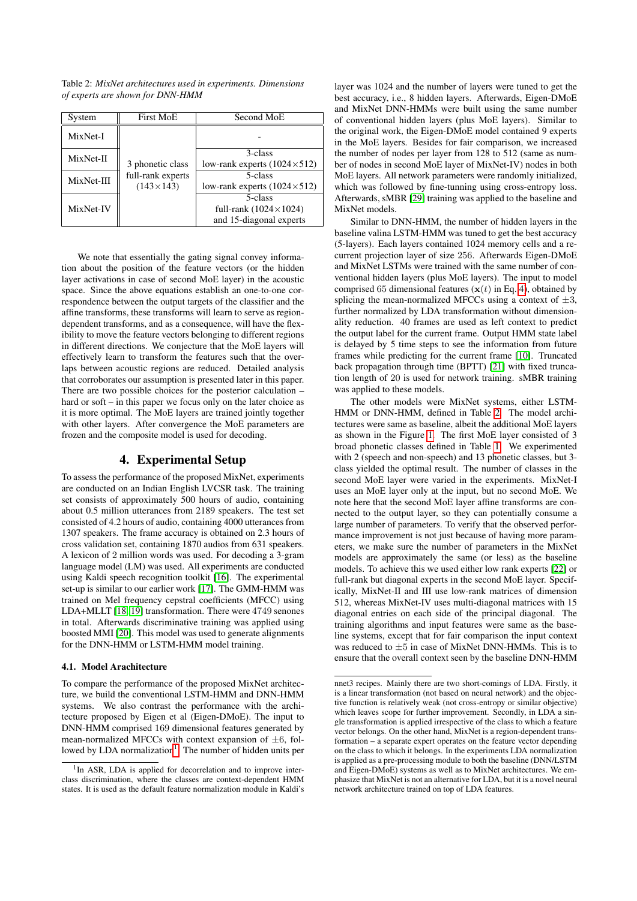Table 2: *MixNet architectures used in experiments. Dimensions of experts are shown for DNN-HMM*

| System | First MoE | Second MoE |
|---|---|---|
| MixNet-I | 3 phonetic class full-rank experts (143×143) | - |
| MixNet-II | | 3-class low-rank experts (1024×512) |
| MixNet-III | | 5-class low-rank experts (1024×512) |
| MixNet-IV | | 5-class full-rank (1024×1024) and 15-diagonal experts |

We note that essentially the gating signal convey information about the position of the feature vectors (or the hidden layer activations in case of second MoE layer) in the acoustic space. Since the above equations establish an one-to-one correspondence between the output targets of the classifier and the affine transforms, these transforms will learn to serve as region-dependent transforms, and as a consequence, will have the flexibility to move the feature vectors belonging to different regions in different directions. We conjecture that the MoE layers will effectively learn to transform the features such that the overlaps between acoustic regions are reduced. Detailed analysis that corroborates our assumption is presented later in this paper. There are two possible choices for the posterior calculation – hard or soft – in this paper we focus only on the later choice as it is more optimal. The MoE layers are trained jointly together with other layers. After convergence the MoE parameters are frozen and the composite model is used for decoding.

## 4. Experimental Setup

To assess the performance of the proposed MixNet, experiments are conducted on an Indian English LVCSR task. The training set consists of approximately 500 hours of audio, containing about 0.5 million utterances from 2189 speakers. The test set consisted of 4.2 hours of audio, containing 4000 utterances from 1307 speakers. The frame accuracy is obtained on 2.3 hours of cross validation set, containing 1870 audios from 631 speakers. A lexicon of 2 million words was used. For decoding a 3-gram language model (LM) was used. All experiments are conducted using Kaldi speech recognition toolkit [16]. The experimental set-up is similar to our earlier work [17]. The GMM-HMM was trained on Mel frequency cepstral coefficients (MFCC) using LDA+MLLT [18, 19] transformation. There were 4749 senones in total. Afterwards discriminative training was applied using boosted MMI [20]. This model was used to generate alignments for the DNN-HMM or LSTM-HMM model training.

### 4.1. Model Arachitecture

To compare the performance of the proposed MixNet architecture, we build the conventional LSTM-HMM and DNN-HMM systems. We also contrast the performance with the architecture proposed by Eigen et al (Eigen-DMoE). The input to DNN-HMM comprised 169 dimensional features generated by mean-normalized MFCCs with context expansion of $\pm 6$, followed by LDA normalization[1]. The number of hidden units per layer was 1024 and the number of layers were tuned to get the best accuracy, i.e., 8 hidden layers. Afterwards, Eigen-DMoE and MixNet DNN-HMMs were built using the same number of conventional hidden layers (plus MoE layers). Similar to the original work, the Eigen-DMoE model contained 9 experts in the MoE layers. Besides for fair comparison, we increased the number of nodes per layer from 128 to 512 (same as number of nodes in second MoE layer of MixNet-IV) nodes in both MoE layers. All network parameters were randomly initialized, which was followed by fine-tunning using cross-entropy loss. Afterwards, sMBR [29] training was applied to the baseline and MixNet models.

Similar to DNN-HMM, the number of hidden layers in the baseline valina LSTM-HMM was tuned to get the best accuracy (5-layers). Each layers contained 1024 memory cells and a recurrent projection layer of size 256. Afterwards Eigen-DMoE and MixNet LSTMs were trained with the same number of conventional hidden layers (plus MoE layers). The input to model comprised 65 dimensional features ($\mathbf{x}(t)$ in Eq. 4), obtained by splicing the mean-normalized MFCCs using a context of $\pm 3$, further normalized by LDA transformation without dimensionality reduction. 40 frames are used as left context to predict the output label for the current frame. Output HMM state label is delayed by 5 time steps to see the information from future frames while predicting for the current frame [10]. Truncated back propagation through time (BPTT) [21] with fixed truncation length of 20 is used for network training. sMBR training was applied to these models.

The other models were MixNet systems, either LSTM-HMM or DNN-HMM, defined in Table 2. The model architectures were same as baseline, albeit the additional MoE layers as shown in the Figure 1. The first MoE layer consisted of 3 broad phonetic classes defined in Table 1. We experimented with 2 (speech and non-speech) and 13 phonetic classes, but 3-class yielded the optimal result. The number of classes in the second MoE layer were varied in the experiments. MixNet-I uses an MoE layer only at the input, but no second MoE. We note here that the second MoE layer affine transforms are connected to the output layer, so they can potentially consume a large number of parameters. To verify that the observed performance improvement is not just because of having more parameters, we make sure the number of parameters in the MixNet models are approximately the same (or less) as the baseline models. To achieve this we used either low rank experts [22] or full-rank but diagonal experts in the second MoE layer. Specifically, MixNet-II and III use low-rank matrices of dimension 512, whereas MixNet-IV uses multi-diagonal matrices with 15 diagonal entries on each side of the principal diagonal. The training algorithms and input features were same as the baseline systems, except that for fair comparison the input context was reduced to $\pm 5$ in case of MixNet DNN-HMMs. This is to ensure that the overall context seen by the baseline DNN-HMM

---

[1] In ASR, LDA is applied for decorrelation and to improve inter-class discrimination, where the classes are context-dependent HMM states. It is used as the default feature normalization module in Kaldi's nnet3 recipes. Mainly there are two short-comings of LDA. Firstly, it is a linear transformation (not based on neural network) and the objective function is relatively weak (not cross-entropy or similar objective) which leaves scope for further improvement. Secondly, in LDA a single transformation is applied irrespective of the class to which a feature vector belongs. On the other hand, MixNet is a region-dependent transformation – a separate expert operates on the feature vector depending on the class to which it belongs. In the experiments LDA normalization is applied as a pre-processing module to both the baseline (DNN/LSTM and Eigen-DMoE) systems as well as to MixNet architectures. We emphasize that MixNet is not an alternative for LDA, but it is a novel neural network architecture trained on top of LDA features.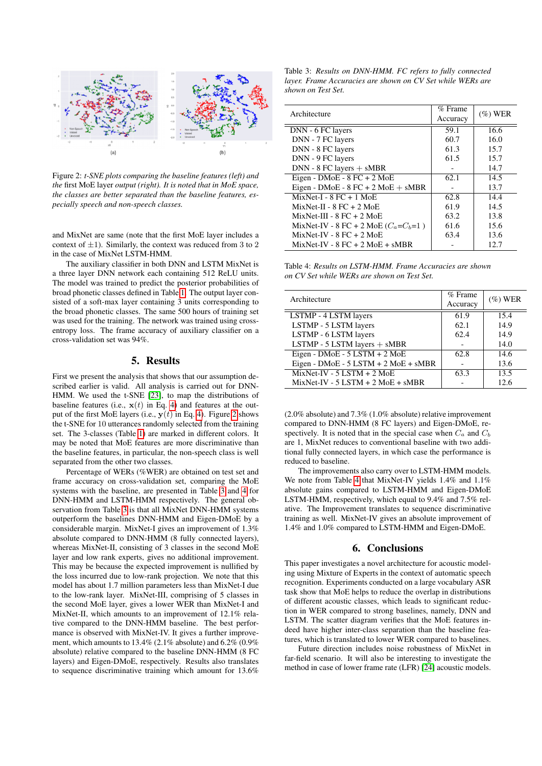Figure 2: *t-SNE plots comparing the baseline features (left) and the* first MoE layer *output (right). It is noted that in MoE space, the classes are better separated than the baseline features, especially speech and non-speech classes.*

and MixNet are same (note that the first MoE layer includes a context of $\pm1$). Similarly, the context was reduced from 3 to 2 in the case of MixNet LSTM-HMM.

The auxiliary classifier in both DNN and LSTM MixNet is a three layer DNN network each containing 512 ReLU units. The model was trained to predict the posterior probabilities of broad phonetic classes defined in Table 1. The output layer consisted of a soft-max layer containing 3 units corresponding to the broad phonetic classes. The same 500 hours of training set was used for the training. The network was trained using cross-entropy loss. The frame accuracy of auxiliary classifier on a cross-validation set was 94%.

## 5. Results

First we present the analysis that shows that our assumption described earlier is valid. All analysis is carried out for DNN-HMM. We used the t-SNE [23], to map the distributions of baseline features (i.e., $\mathbf{x}(t)$ in Eq. 4) and features at the output of the first MoE layers (i.e., $\mathbf{y}(t)$ in Eq. 4). Figure 2 shows the t-SNE for 10 utterances randomly selected from the training set. The 3-classes (Table 1) are marked in different colors. It may be noted that MoE features are more discriminative than the baseline features, in particular, the non-speech class is well separated from the other two classes.

Percentage of WERs (%WER) are obtained on test set and frame accuracy on cross-validation set, comparing the MoE systems with the baseline, are presented in Table 3 and 4 for DNN-HMM and LSTM-HMM respectively. The general observation from Table 3 is that all MixNet DNN-HMM systems outperform the baselines DNN-HMM and Eigen-DMoE by a considerable margin. MixNet-I gives an improvement of 1.3% absolute compared to DNN-HMM (8 fully connected layers), whereas MixNet-II, consisting of 3 classes in the second MoE layer and low rank experts, gives no additional improvement. This may be because the expected improvement is nullified by the loss incurred due to low-rank projection. We note that this model has about 1.7 million parameters less than MixNet-I due to the low-rank layer. MixNet-III, comprising of 5 classes in the second MoE layer, gives a lower WER than MixNet-I and MixNet-II, which amounts to an improvement of 12.1% relative compared to the DNN-HMM baseline. The best performance is observed with MixNet-IV. It gives a further improvement, which amounts to 13.4% (2.1% absolute) and 6.2% (0.9% absolute) relative compared to the baseline DNN-HMM (8 FC layers) and Eigen-DMoE, respectively. Results also translates to sequence discriminative training which amount for 13.6% (2.0% absolute) and 7.3% (1.0% absolute) relative improvement compared to DNN-HMM (8 FC layers) and Eigen-DMoE, respectively. It is noted that in the special case when $C_a$ and $C_b$ are 1, MixNet reduces to conventional baseline with two additional fully connected layers, in which case the performance is reduced to baseline.

Table 3: *Results on DNN-HMM. FC refers to fully connected layer. Frame Accuracies are shown on CV Set while WERs are shown on Test Set.*

| Architecture | % Frame Accuracy | (%) WER |
|---|---|---|
| DNN - 6 FC layers | 59.1 | 16.6 |
| DNN - 7 FC layers | 60.7 | 16.0 |
| DNN - 8 FC layers | 61.3 | 15.7 |
| DNN - 9 FC layers | 61.5 | 15.7 |
| DNN - 8 FC layers + sMBR | - | 14.7 |
| Eigen - DMoE - 8 FC + 2 MoE | 62.1 | 14.5 |
| Eigen - DMoE - 8 FC + 2 MoE + sMBR | - | 13.7 |
| MixNet-I - 8 FC + 1 MoE | 62.8 | 14.4 |
| MixNet-II - 8 FC + 2 MoE | 61.9 | 14.5 |
| MixNet-III - 8 FC + 2 MoE | 63.2 | 13.8 |
| MixNet-IV - 8 FC + 2 MoE ($C_a$=$C_b$=1 ) | 61.6 | 15.6 |
| MixNet-IV - 8 FC + 2 MoE | 63.4 | 13.6 |
| MixNet-IV - 8 FC + 2 MoE + sMBR | - | 12.7 |

Table 4: *Results on LSTM-HMM. Frame Accuracies are shown on CV Set while WERs are shown on Test Set.*

| Architecture | % Frame Accuracy | (%) WER |
|---|---|---|
| LSTMP - 4 LSTM layers | 61.9 | 15.4 |
| LSTMP - 5 LSTM layers | 62.1 | 14.9 |
| LSTMP - 6 LSTM layers | 62.4 | 14.9 |
| LSTMP - 5 LSTM layers + sMBR | - | 14.0 |
| Eigen - DMoE - 5 LSTM + 2 MoE | 62.8 | 14.6 |
| Eigen - DMoE - 5 LSTM + 2 MoE + sMBR | - | 13.6 |
| MixNet-IV - 5 LSTM + 2 MoE | 63.3 | 13.5 |
| MixNet-IV - 5 LSTM + 2 MoE + sMBR | - | 12.6 |

The improvements also carry over to LSTM-HMM models. We note from Table 4 that MixNet-IV yields 1.4% and 1.1% absolute gains compared to LSTM-HMM and Eigen-DMoE LSTM-HMM, respectively, which equal to 9.4% and 7.5% relative. The Improvement translates to sequence discriminative training as well. MixNet-IV gives an absolute improvement of 1.4% and 1.0% compared to LSTM-HMM and Eigen-DMoE.

## 6. Conclusions

This paper investigates a novel architecture for acoustic modeling using Mixture of Experts in the context of automatic speech recognition. Experiments conducted on a large vocabulary ASR task show that MoE helps to reduce the overlap in distributions of different acoustic classes, which leads to significant reduction in WER compared to strong baselines, namely, DNN and LSTM. The scatter diagram verifies that the MoE features indeed have higher inter-class separation than the baseline features, which is translated to lower WER compared to baselines.

Future direction includes noise robustness of MixNet in far-field scenario. It will also be interesting to investigate the method in case of lower frame rate (LFR) [24] acoustic models.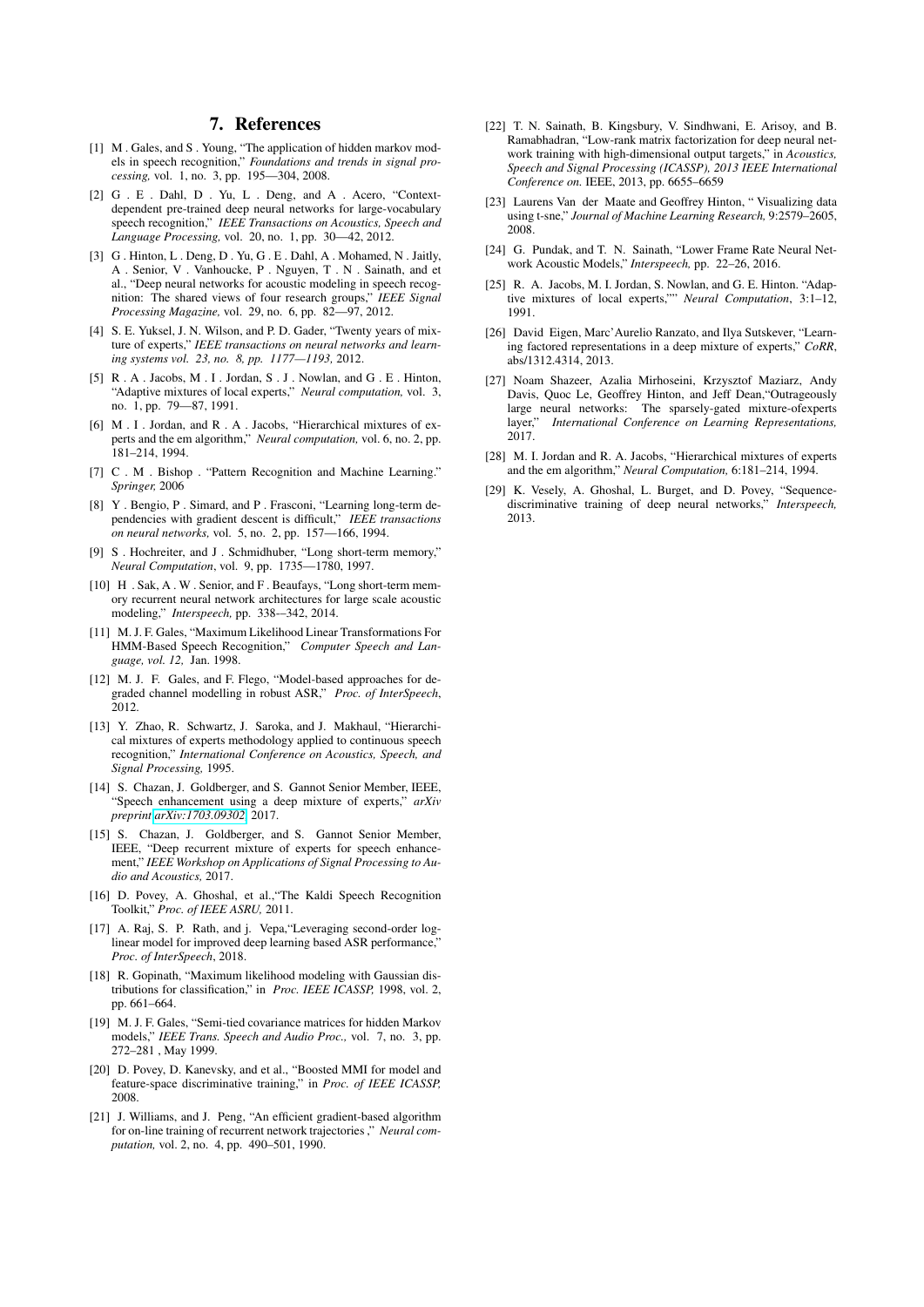## 7. References

[1] M . Gales, and S . Young, "The application of hidden markov models in speech recognition," *Foundations and trends in signal processing,* vol. 1, no. 3, pp. 195—304, 2008.

[2] G . E . Dahl, D . Yu, L . Deng, and A . Acero, "Context-dependent pre-trained deep neural networks for large-vocabulary speech recognition," *IEEE Transactions on Acoustics, Speech and Language Processing,* vol. 20, no. 1, pp. 30—42, 2012.

[3] G . Hinton, L . Deng, D . Yu, G . E . Dahl, A . Mohamed, N . Jaitly, A . Senior, V . Vanhoucke, P . Nguyen, T . N . Sainath, and et al., "Deep neural networks for acoustic modeling in speech recognition: The shared views of four research groups," *IEEE Signal Processing Magazine,* vol. 29, no. 6, pp. 82—97, 2012.

[4] S. E. Yuksel, J. N. Wilson, and P. D. Gader, "Twenty years of mixture of experts," *IEEE transactions on neural networks and learning systems vol. 23, no. 8, pp. 1177—1193,* 2012.

[5] R . A . Jacobs, M . I . Jordan, S . J . Nowlan, and G . E . Hinton, "Adaptive mixtures of local experts," *Neural computation,* vol. 3, no. 1, pp. 79—87, 1991.

[6] M . I . Jordan, and R . A . Jacobs, "Hierarchical mixtures of experts and the em algorithm," *Neural computation,* vol. 6, no. 2, pp. 181–214, 1994.

[7] C . M . Bishop . "Pattern Recognition and Machine Learning." *Springer,* 2006

[8] Y . Bengio, P . Simard, and P . Frasconi, "Learning long-term dependencies with gradient descent is difficult," *IEEE transactions on neural networks,* vol. 5, no. 2, pp. 157—166, 1994.

[9] S . Hochreiter, and J . Schmidhuber, "Long short-term memory," *Neural Computation*, vol. 9, pp. 1735—1780, 1997.

[10] H . Sak, A . W . Senior, and F . Beaufays, "Long short-term memory recurrent neural network architectures for large scale acoustic modeling," *Interspeech,* pp. 338-–342, 2014.

[11] M. J. F. Gales, "Maximum Likelihood Linear Transformations For HMM-Based Speech Recognition," *Computer Speech and Language, vol. 12,* Jan. 1998.

[12] M. J. F. Gales, and F. Flego, "Model-based approaches for degraded channel modelling in robust ASR," *Proc. of InterSpeech*, 2012.

[13] Y. Zhao, R. Schwartz, J. Saroka, and J. Makhaul, "Hierarchical mixtures of experts methodology applied to continuous speech recognition," *International Conference on Acoustics, Speech, and Signal Processing,* 1995.

[14] S. Chazan, J. Goldberger, and S. Gannot Senior Member, IEEE, "Speech enhancement using a deep mixture of experts," *arXiv preprint arXiv:1703.09302,* 2017.

[15] S. Chazan, J. Goldberger, and S. Gannot Senior Member, IEEE, "Deep recurrent mixture of experts for speech enhancement," *IEEE Workshop on Applications of Signal Processing to Audio and Acoustics,* 2017.

[16] D. Povey, A. Ghoshal, et al.,"The Kaldi Speech Recognition Toolkit," *Proc. of IEEE ASRU,* 2011.

[17] A. Raj, S. P. Rath, and j. Vepa,"Leveraging second-order log-linear model for improved deep learning based ASR performance," *Proc. of InterSpeech*, 2018.

[18] R. Gopinath, "Maximum likelihood modeling with Gaussian distributions for classification," in *Proc. IEEE ICASSP,* 1998, vol. 2, pp. 661–664.

[19] M. J. F. Gales, "Semi-tied covariance matrices for hidden Markov models," *IEEE Trans. Speech and Audio Proc.,* vol. 7, no. 3, pp. 272–281 , May 1999.

[20] D. Povey, D. Kanevsky, and et al., "Boosted MMI for model and feature-space discriminative training," in *Proc. of IEEE ICASSP,* 2008.

[21] J. Williams, and J. Peng, "An efficient gradient-based algorithm for on-line training of recurrent network trajectories ," *Neural computation,* vol. 2, no. 4, pp. 490–501, 1990.

[22] T. N. Sainath, B. Kingsbury, V. Sindhwani, E. Arisoy, and B. Ramabhadran, "Low-rank matrix factorization for deep neural network training with high-dimensional output targets," in *Acoustics, Speech and Signal Processing (ICASSP), 2013 IEEE International Conference on.* IEEE, 2013, pp. 6655–6659

[23] Laurens Van der Maate and Geoffrey Hinton, " Visualizing data using t-sne," *Journal of Machine Learning Research,* 9:2579–2605, 2008.

[24] G. Pundak, and T. N. Sainath, "Lower Frame Rate Neural Network Acoustic Models," *Interspeech,* pp. 22–26, 2016.

[25] R. A. Jacobs, M. I. Jordan, S. Nowlan, and G. E. Hinton. "Adaptive mixtures of local experts,"" *Neural Computation*, 3:1–12, 1991.

[26] David Eigen, Marc'Aurelio Ranzato, and Ilya Sutskever, "Learning factored representations in a deep mixture of experts," *CoRR*, abs/1312.4314, 2013.

[27] Noam Shazeer, Azalia Mirhoseini, Krzysztof Maziarz, Andy Davis, Quoc Le, Geoffrey Hinton, and Jeff Dean,"Outrageously large neural networks: The sparsely-gated mixture-ofexperts layer," *International Conference on Learning Representations,* 2017.

[28] M. I. Jordan and R. A. Jacobs, "Hierarchical mixtures of experts and the em algorithm," *Neural Computation,* 6:181–214, 1994.

[29] K. Vesely, A. Ghoshal, L. Burget, and D. Povey, "Sequence-discriminative training of deep neural networks," *Interspeech,* 2013.